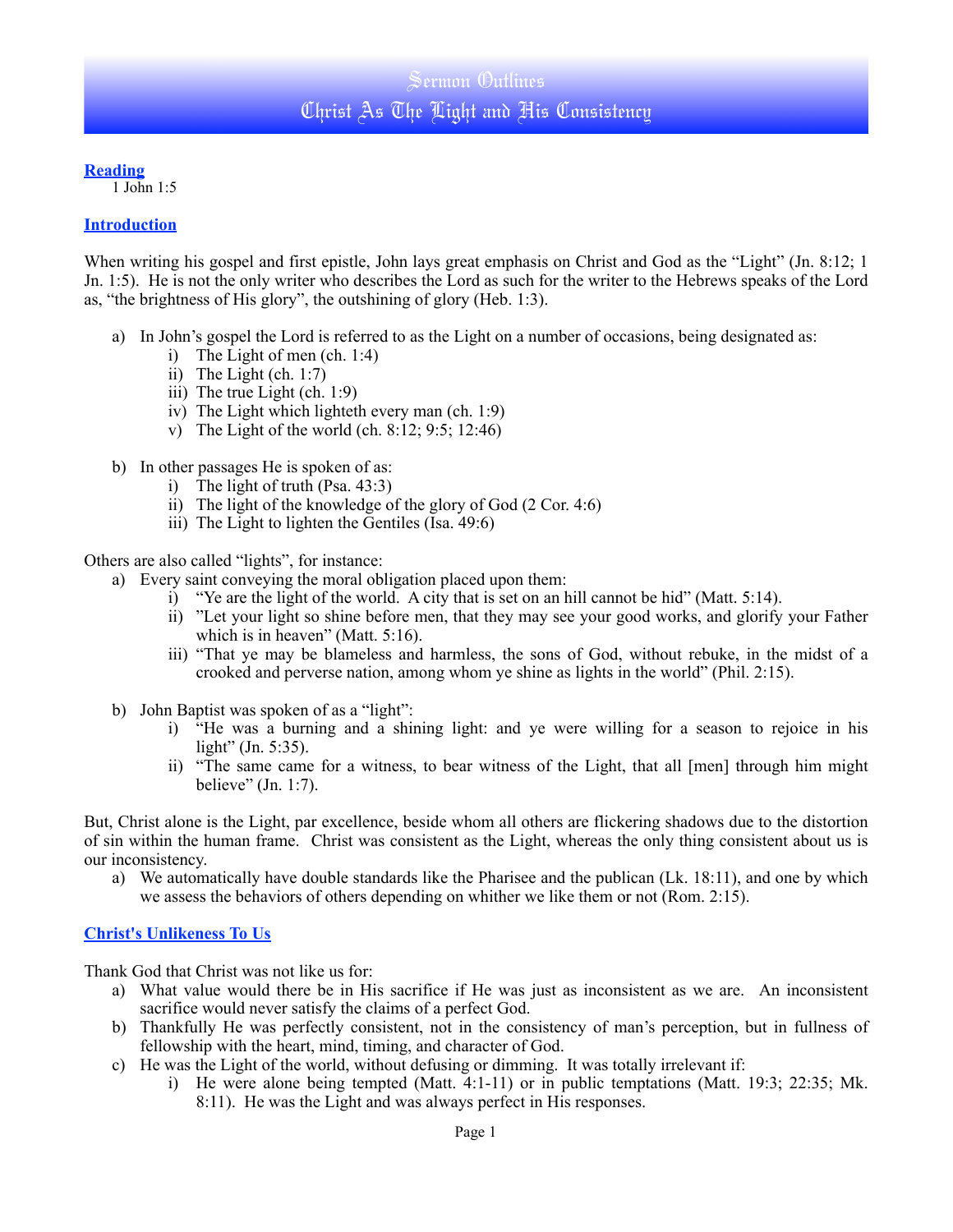# Sermon Outlines
# Christ As The Light and His Consistency

## Reading

1 John 1:5

## Introduction

When writing his gospel and first epistle, John lays great emphasis on Christ and God as the "Light" (Jn. 8:12; 1 Jn. 1:5). He is not the only writer who describes the Lord as such for the writer to the Hebrews speaks of the Lord as, "the brightness of His glory", the outshining of glory (Heb. 1:3).

a) In John's gospel the Lord is referred to as the Light on a number of occasions, being designated as:
   i) The Light of men (ch. 1:4)
   ii) The Light (ch. 1:7)
   iii) The true Light (ch. 1:9)
   iv) The Light which lighteth every man (ch. 1:9)
   v) The Light of the world (ch. 8:12; 9:5; 12:46)

b) In other passages He is spoken of as:
   i) The light of truth (Psa. 43:3)
   ii) The light of the knowledge of the glory of God (2 Cor. 4:6)
   iii) The Light to lighten the Gentiles (Isa. 49:6)

Others are also called "lights", for instance:

a) Every saint conveying the moral obligation placed upon them:
   i) "Ye are the light of the world. A city that is set on an hill cannot be hid" (Matt. 5:14).
   ii) "Let your light so shine before men, that they may see your good works, and glorify your Father which is in heaven" (Matt. 5:16).
   iii) "That ye may be blameless and harmless, the sons of God, without rebuke, in the midst of a crooked and perverse nation, among whom ye shine as lights in the world" (Phil. 2:15).

b) John Baptist was spoken of as a "light":
   i) "He was a burning and a shining light: and ye were willing for a season to rejoice in his light" (Jn. 5:35).
   ii) "The same came for a witness, to bear witness of the Light, that all [men] through him might believe" (Jn. 1:7).

But, Christ alone is the Light, par excellence, beside whom all others are flickering shadows due to the distortion of sin within the human frame. Christ was consistent as the Light, whereas the only thing consistent about us is our inconsistency.

a) We automatically have double standards like the Pharisee and the publican (Lk. 18:11), and one by which we assess the behaviors of others depending on whither we like them or not (Rom. 2:15).

## Christ's Unlikeness To Us

Thank God that Christ was not like us for:

a) What value would there be in His sacrifice if He was just as inconsistent as we are. An inconsistent sacrifice would never satisfy the claims of a perfect God.
b) Thankfully He was perfectly consistent, not in the consistency of man's perception, but in fullness of fellowship with the heart, mind, timing, and character of God.
c) He was the Light of the world, without defusing or dimming. It was totally irrelevant if:
   i) He were alone being tempted (Matt. 4:1-11) or in public temptations (Matt. 19:3; 22:35; Mk. 8:11). He was the Light and was always perfect in His responses.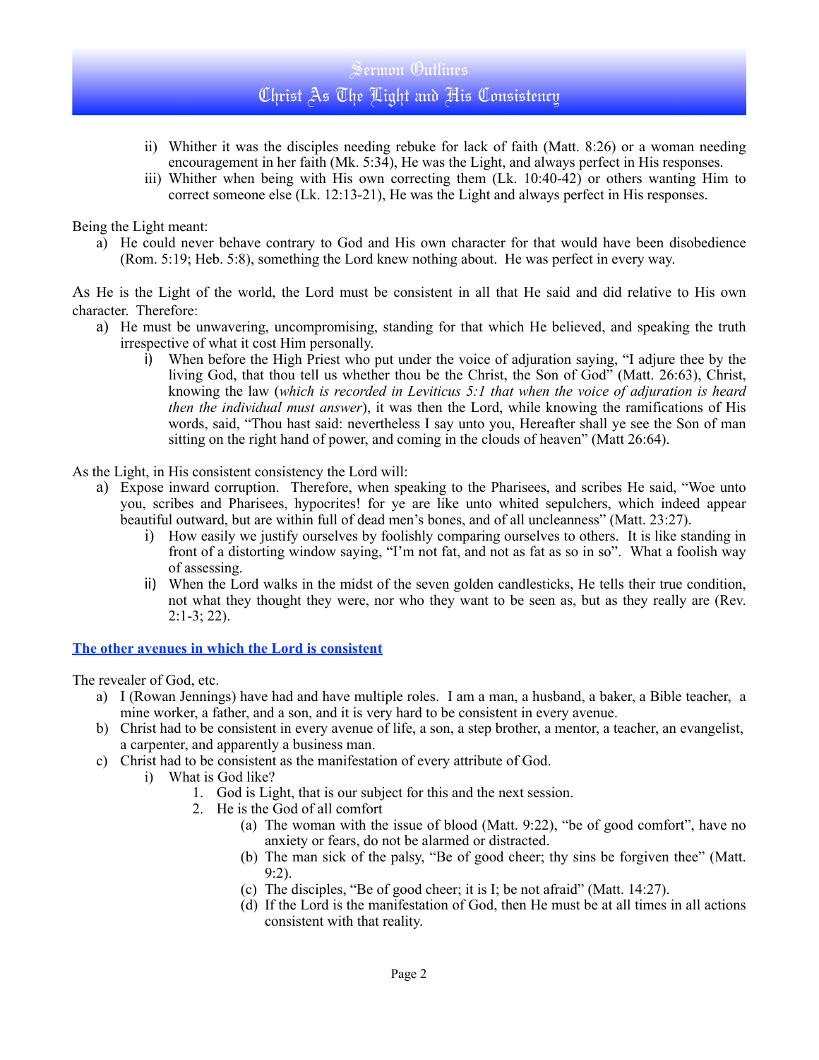- ii) Whither it was the disciples needing rebuke for lack of faith (Matt. 8:26) or a woman needing encouragement in her faith (Mk. 5:34), He was the Light, and always perfect in His responses.
   - iii) Whither when being with His own correcting them (Lk. 10:40-42) or others wanting Him to correct someone else (Lk. 12:13-21), He was the Light and always perfect in His responses.

Being the Light meant:

- a) He could never behave contrary to God and His own character for that would have been disobedience (Rom. 5:19; Heb. 5:8), something the Lord knew nothing about. He was perfect in every way.

As He is the Light of the world, the Lord must be consistent in all that He said and did relative to His own character. Therefore:

- a) He must be unwavering, uncompromising, standing for that which He believed, and speaking the truth irrespective of what it cost Him personally.
  - i) When before the High Priest who put under the voice of adjuration saying, "I adjure thee by the living God, that thou tell us whether thou be the Christ, the Son of God" (Matt. 26:63), Christ, knowing the law (*which is recorded in Leviticus 5:1 that when the voice of adjuration is heard then the individual must answer*), it was then the Lord, while knowing the ramifications of His words, said, "Thou hast said: nevertheless I say unto you, Hereafter shall ye see the Son of man sitting on the right hand of power, and coming in the clouds of heaven" (Matt 26:64).

As the Light, in His consistent consistency the Lord will:

- a) Expose inward corruption. Therefore, when speaking to the Pharisees, and scribes He said, "Woe unto you, scribes and Pharisees, hypocrites! for ye are like unto whited sepulchers, which indeed appear beautiful outward, but are within full of dead men's bones, and of all uncleanness" (Matt. 23:27).
  - i) How easily we justify ourselves by foolishly comparing ourselves to others. It is like standing in front of a distorting window saying, "I'm not fat, and not as fat as so in so". What a foolish way of assessing.
  - ii) When the Lord walks in the midst of the seven golden candlesticks, He tells their true condition, not what they thought they were, nor who they want to be seen as, but as they really are (Rev. 2:1-3; 22).

**The other avenues in which the Lord is consistent**

The revealer of God, etc.

- a) I (Rowan Jennings) have had and have multiple roles. I am a man, a husband, a baker, a Bible teacher, a mine worker, a father, and a son, and it is very hard to be consistent in every avenue.
- b) Christ had to be consistent in every avenue of life, a son, a step brother, a mentor, a teacher, an evangelist, a carpenter, and apparently a business man.
- c) Christ had to be consistent as the manifestation of every attribute of God.
  - i) What is God like?
    1. God is Light, that is our subject for this and the next session.
    2. He is the God of all comfort
       - (a) The woman with the issue of blood (Matt. 9:22), "be of good comfort", have no anxiety or fears, do not be alarmed or distracted.
       - (b) The man sick of the palsy, "Be of good cheer; thy sins be forgiven thee" (Matt. 9:2).
       - (c) The disciples, "Be of good cheer; it is I; be not afraid" (Matt. 14:27).
       - (d) If the Lord is the manifestation of God, then He must be at all times in all actions consistent with that reality.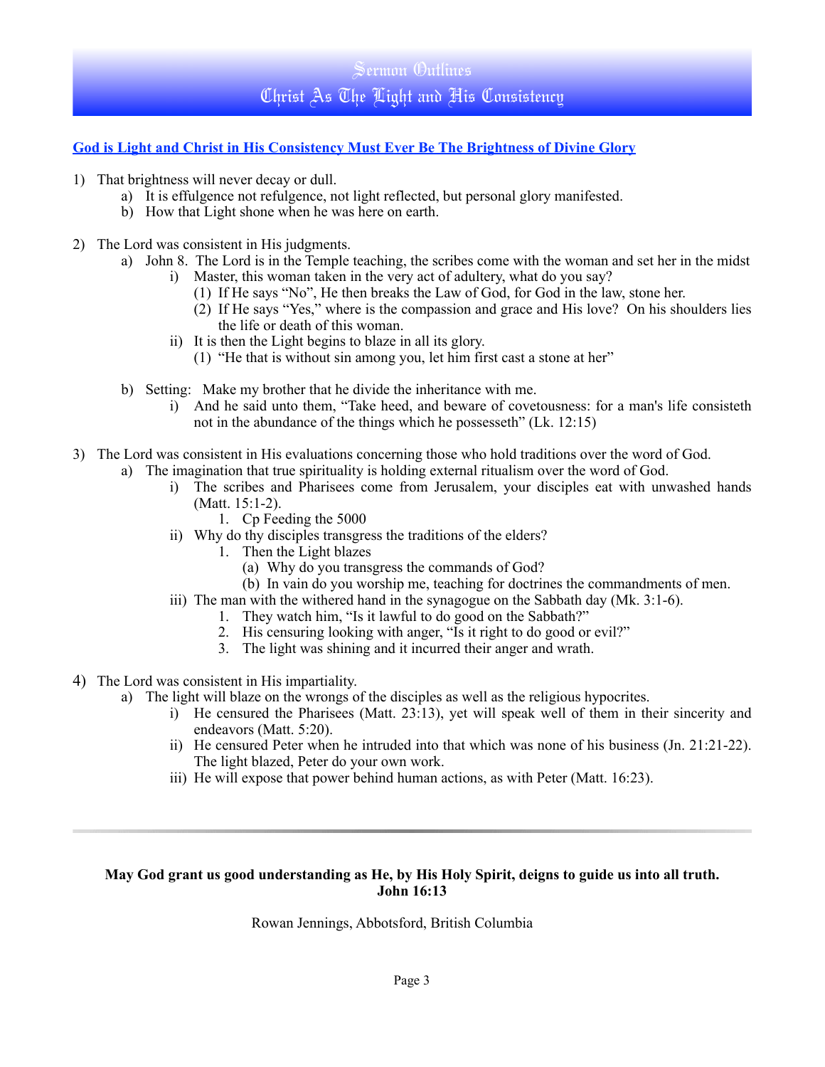## God is Light and Christ in His Consistency Must Ever Be The Brightness of Divine Glory

1) That brightness will never decay or dull.
   a) It is effulgence not refulgence, not light reflected, but personal glory manifested.
   b) How that Light shone when he was here on earth.

2) The Lord was consistent in His judgments.
   a) John 8. The Lord is in the Temple teaching, the scribes come with the woman and set her in the midst
      i) Master, this woman taken in the very act of adultery, what do you say?
         (1) If He says "No", He then breaks the Law of God, for God in the law, stone her.
         (2) If He says "Yes," where is the compassion and grace and His love? On his shoulders lies the life or death of this woman.
      ii) It is then the Light begins to blaze in all its glory.
         (1) "He that is without sin among you, let him first cast a stone at her"

   b) Setting: Make my brother that he divide the inheritance with me.
      i) And he said unto them, "Take heed, and beware of covetousness: for a man's life consisteth not in the abundance of the things which he possesseth" (Lk. 12:15)

3) The Lord was consistent in His evaluations concerning those who hold traditions over the word of God.
   a) The imagination that true spirituality is holding external ritualism over the word of God.
      i) The scribes and Pharisees come from Jerusalem, your disciples eat with unwashed hands (Matt. 15:1-2).
         1. Cp Feeding the 5000
      ii) Why do thy disciples transgress the traditions of the elders?
         1. Then the Light blazes
            (a) Why do you transgress the commands of God?
            (b) In vain do you worship me, teaching for doctrines the commandments of men.
      iii) The man with the withered hand in the synagogue on the Sabbath day (Mk. 3:1-6).
         1. They watch him, "Is it lawful to do good on the Sabbath?"
         2. His censuring looking with anger, "Is it right to do good or evil?"
         3. The light was shining and it incurred their anger and wrath.

4) The Lord was consistent in His impartiality.
   a) The light will blaze on the wrongs of the disciples as well as the religious hypocrites.
      i) He censured the Pharisees (Matt. 23:13), yet will speak well of them in their sincerity and endeavors (Matt. 5:20).
      ii) He censured Peter when he intruded into that which was none of his business (Jn. 21:21-22). The light blazed, Peter do your own work.
      iii) He will expose that power behind human actions, as with Peter (Matt. 16:23).

---

**May God grant us good understanding as He, by His Holy Spirit, deigns to guide us into all truth.
John 16:13**

Rowan Jennings, Abbotsford, British Columbia